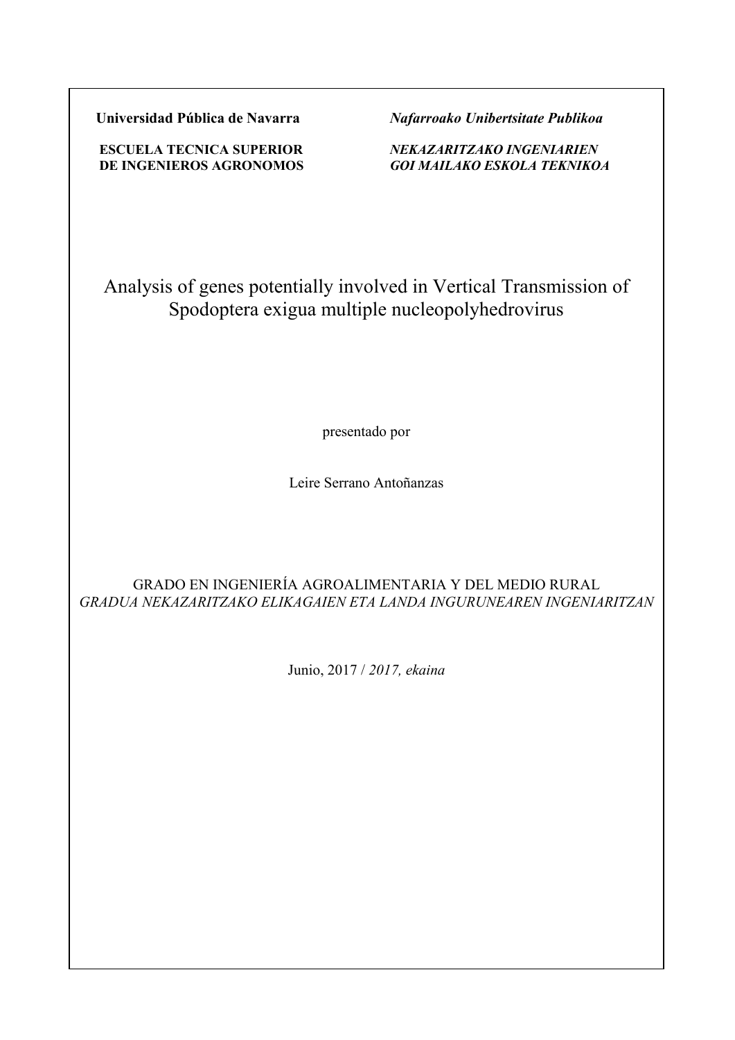**Universidad Pública de Navarra** | ***Nafarroako Unibertsitate Publikoa***

**ESCUELA TECNICA SUPERIOR DE INGENIEROS AGRONOMOS** | ***NEKAZARITZAKO INGENIARIEN GOI MAILAKO ESKOLA TEKNIKOA***

# Analysis of genes potentially involved in Vertical Transmission of Spodoptera exigua multiple nucleopolyhedrovirus

presentado por

Leire Serrano Antoñanzas

GRADO EN INGENIERÍA AGROALIMENTARIA Y DEL MEDIO RURAL
*GRADUA NEKAZARITZAKO ELIKAGAIEN ETA LANDA INGURUNEAREN INGENIARITZAN*

Junio, 2017 / *2017, ekaina*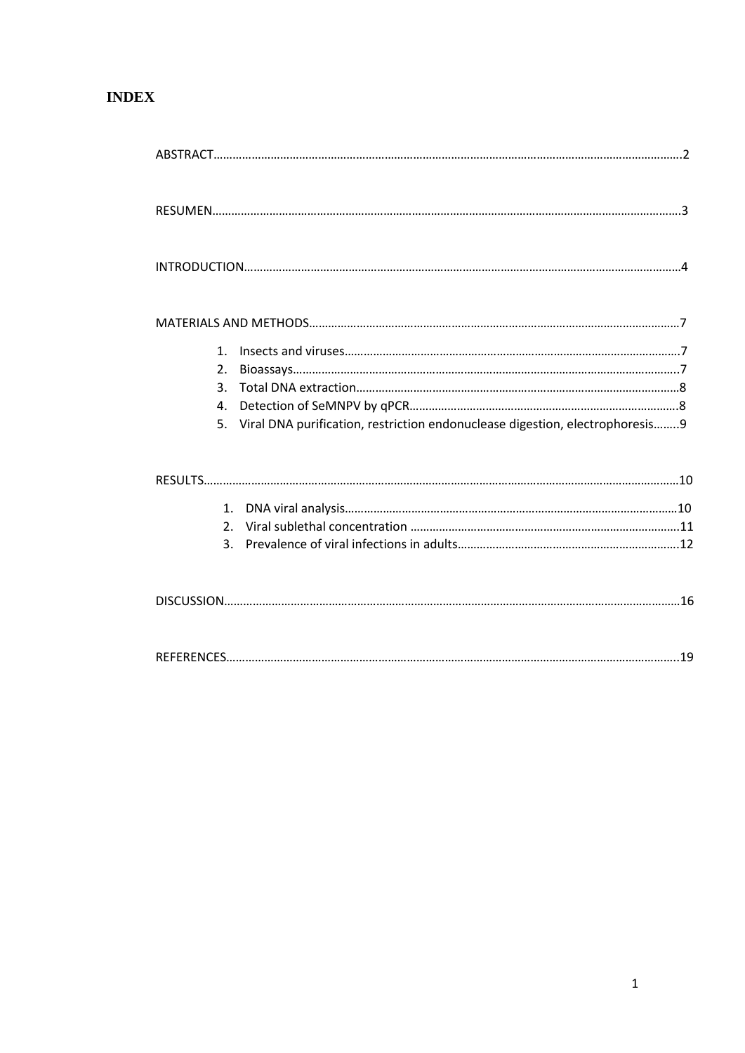# INDEX

ABSTRACT……………………………………………………………………………………………………………………………………2

RESUMEN……………………………………………………………………………………………………………………………………3

INTRODUCTION……………………………………………………………………………………………………………………………4

MATERIALS AND METHODS…………………………………………………………………………………………………………7

1. Insects and viruses………………………………………………………………………………………………7
2. Bioassays……………………………………………………………………………………………………………7
3. Total DNA extraction……………………………………………………………………………………………8
4. Detection of SeMNPV by qPCR………………………………………………………………………………8
5. Viral DNA purification, restriction endonuclease digestion, electrophoresis……..9

RESULTS……………………………………………………………………………………………………………………………………10

1. DNA viral analysis………………………………………………………………………………………………10
2. Viral sublethal concentration ……………………………………………………………………………11
3. Prevalence of viral infections in adults………………………………………………………………12

DISCUSSION………………………………………………………………………………………………………………………………16

REFERENCES………………………………………………………………………………………………………………………………19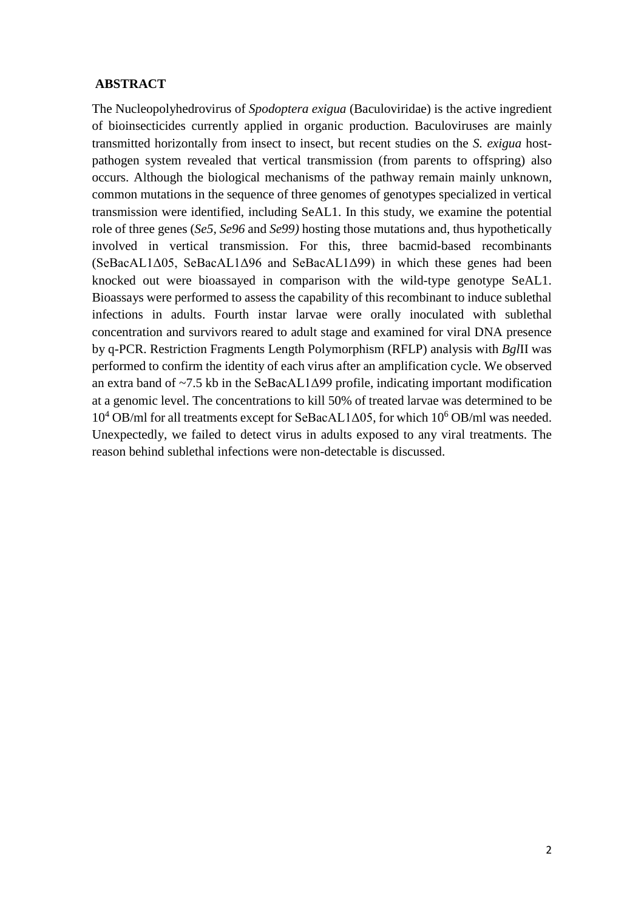## ABSTRACT

The Nucleopolyhedrovirus of *Spodoptera exigua* (Baculoviridae) is the active ingredient of bioinsecticides currently applied in organic production. Baculoviruses are mainly transmitted horizontally from insect to insect, but recent studies on the *S. exigua* host-pathogen system revealed that vertical transmission (from parents to offspring) also occurs. Although the biological mechanisms of the pathway remain mainly unknown, common mutations in the sequence of three genomes of genotypes specialized in vertical transmission were identified, including SeAL1. In this study, we examine the potential role of three genes (*Se5, Se96* and *Se99)* hosting those mutations and, thus hypothetically involved in vertical transmission. For this, three bacmid-based recombinants (SeBacAL1Δ05, SeBacAL1Δ96 and SeBacAL1Δ99) in which these genes had been knocked out were bioassayed in comparison with the wild-type genotype SeAL1. Bioassays were performed to assess the capability of this recombinant to induce sublethal infections in adults. Fourth instar larvae were orally inoculated with sublethal concentration and survivors reared to adult stage and examined for viral DNA presence by q-PCR. Restriction Fragments Length Polymorphism (RFLP) analysis with *Bgl*II was performed to confirm the identity of each virus after an amplification cycle. We observed an extra band of ~7.5 kb in the SeBacAL1Δ99 profile, indicating important modification at a genomic level. The concentrations to kill 50% of treated larvae was determined to be $10^4$ OB/ml for all treatments except for SeBacAL1Δ05, for which $10^6$ OB/ml was needed. Unexpectedly, we failed to detect virus in adults exposed to any viral treatments. The reason behind sublethal infections were non-detectable is discussed.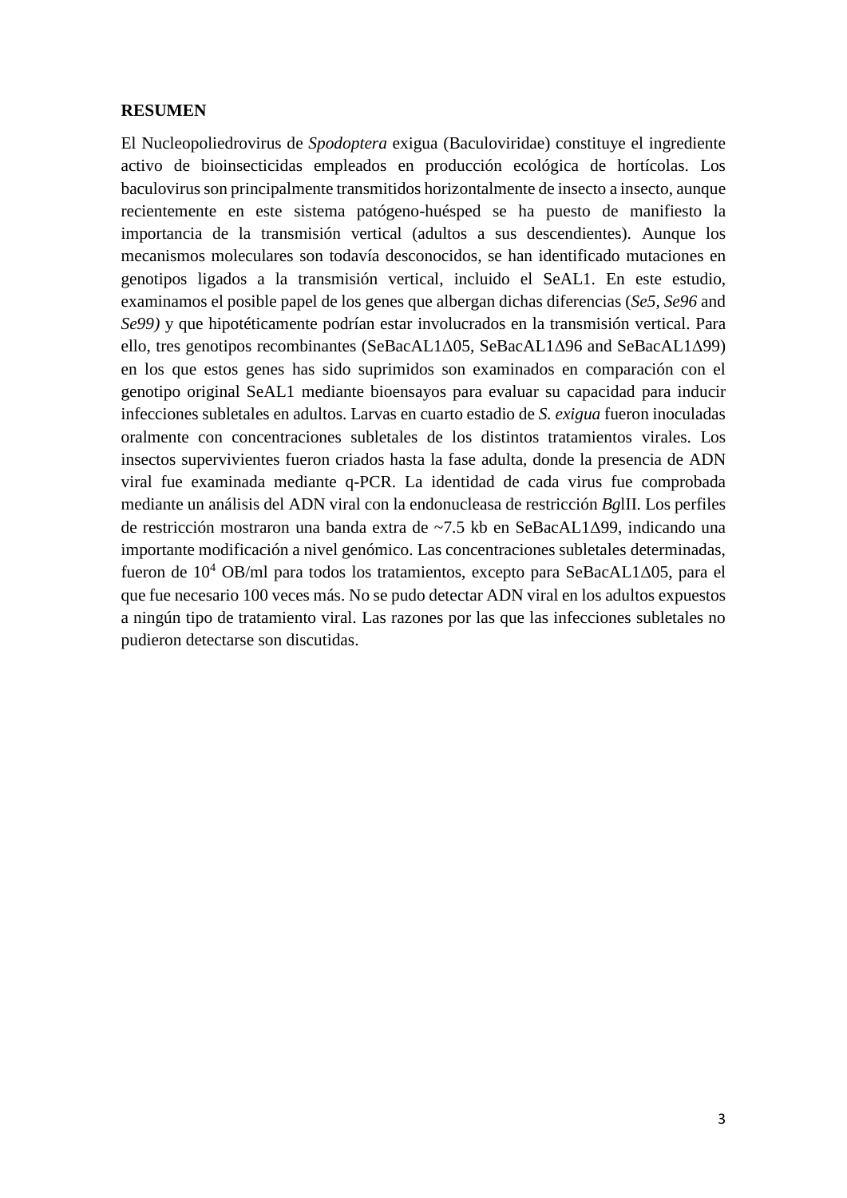**RESUMEN**

El Nucleopoliedrovirus de *Spodoptera* exigua (Baculoviridae) constituye el ingrediente activo de bioinsecticidas empleados en producción ecológica de hortícolas. Los baculovirus son principalmente transmitidos horizontalmente de insecto a insecto, aunque recientemente en este sistema patógeno-huésped se ha puesto de manifiesto la importancia de la transmisión vertical (adultos a sus descendientes). Aunque los mecanismos moleculares son todavía desconocidos, se han identificado mutaciones en genotipos ligados a la transmisión vertical, incluido el SeAL1. En este estudio, examinamos el posible papel de los genes que albergan dichas diferencias (*Se5, Se96* and *Se99)* y que hipotéticamente podrían estar involucrados en la transmisión vertical. Para ello, tres genotipos recombinantes (SeBacAL1Δ05, SeBacAL1Δ96 and SeBacAL1Δ99) en los que estos genes has sido suprimidos son examinados en comparación con el genotipo original SeAL1 mediante bioensayos para evaluar su capacidad para inducir infecciones subletales en adultos. Larvas en cuarto estadio de *S. exigua* fueron inoculadas oralmente con concentraciones subletales de los distintos tratamientos virales. Los insectos supervivientes fueron criados hasta la fase adulta, donde la presencia de ADN viral fue examinada mediante q-PCR. La identidad de cada virus fue comprobada mediante un análisis del ADN viral con la endonucleasa de restricción *Bgl*II. Los perfiles de restricción mostraron una banda extra de ~7.5 kb en SeBacAL1Δ99, indicando una importante modificación a nivel genómico. Las concentraciones subletales determinadas, fueron de $10^4$ OB/ml para todos los tratamientos, excepto para SeBacAL1Δ05, para el que fue necesario 100 veces más. No se pudo detectar ADN viral en los adultos expuestos a ningún tipo de tratamiento viral. Las razones por las que las infecciones subletales no pudieron detectarse son discutidas.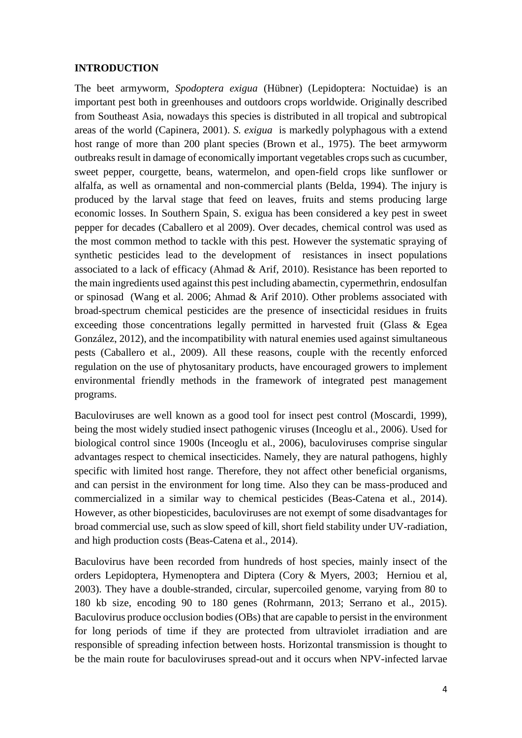## INTRODUCTION

The beet armyworm, *Spodoptera exigua* (Hübner) (Lepidoptera: Noctuidae) is an important pest both in greenhouses and outdoors crops worldwide. Originally described from Southeast Asia, nowadays this species is distributed in all tropical and subtropical areas of the world (Capinera, 2001). *S. exigua* is markedly polyphagous with a extend host range of more than 200 plant species (Brown et al., 1975). The beet armyworm outbreaks result in damage of economically important vegetables crops such as cucumber, sweet pepper, courgette, beans, watermelon, and open-field crops like sunflower or alfalfa, as well as ornamental and non-commercial plants (Belda, 1994). The injury is produced by the larval stage that feed on leaves, fruits and stems producing large economic losses. In Southern Spain, S. exigua has been considered a key pest in sweet pepper for decades (Caballero et al 2009). Over decades, chemical control was used as the most common method to tackle with this pest. However the systematic spraying of synthetic pesticides lead to the development of resistances in insect populations associated to a lack of efficacy (Ahmad & Arif, 2010). Resistance has been reported to the main ingredients used against this pest including abamectin, cypermethrin, endosulfan or spinosad (Wang et al. 2006; Ahmad & Arif 2010). Other problems associated with broad-spectrum chemical pesticides are the presence of insecticidal residues in fruits exceeding those concentrations legally permitted in harvested fruit (Glass & Egea González, 2012), and the incompatibility with natural enemies used against simultaneous pests (Caballero et al., 2009). All these reasons, couple with the recently enforced regulation on the use of phytosanitary products, have encouraged growers to implement environmental friendly methods in the framework of integrated pest management programs.

Baculoviruses are well known as a good tool for insect pest control (Moscardi, 1999), being the most widely studied insect pathogenic viruses (Inceoglu et al., 2006). Used for biological control since 1900s (Inceoglu et al., 2006), baculoviruses comprise singular advantages respect to chemical insecticides. Namely, they are natural pathogens, highly specific with limited host range. Therefore, they not affect other beneficial organisms, and can persist in the environment for long time. Also they can be mass-produced and commercialized in a similar way to chemical pesticides (Beas-Catena et al., 2014). However, as other biopesticides, baculoviruses are not exempt of some disadvantages for broad commercial use, such as slow speed of kill, short field stability under UV-radiation, and high production costs (Beas-Catena et al., 2014).

Baculovirus have been recorded from hundreds of host species, mainly insect of the orders Lepidoptera, Hymenoptera and Diptera (Cory & Myers, 2003; Herniou et al, 2003). They have a double-stranded, circular, supercoiled genome, varying from 80 to 180 kb size, encoding 90 to 180 genes (Rohrmann, 2013; Serrano et al., 2015). Baculovirus produce occlusion bodies (OBs) that are capable to persist in the environment for long periods of time if they are protected from ultraviolet irradiation and are responsible of spreading infection between hosts. Horizontal transmission is thought to be the main route for baculoviruses spread-out and it occurs when NPV-infected larvae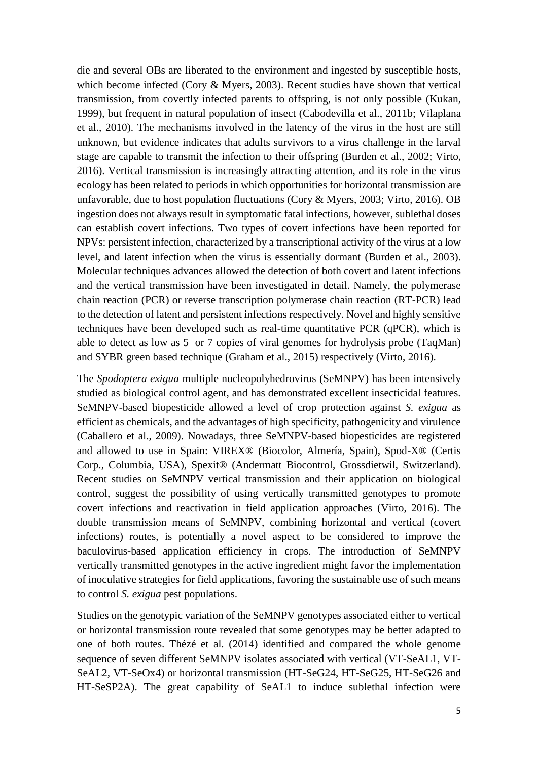die and several OBs are liberated to the environment and ingested by susceptible hosts, which become infected (Cory & Myers, 2003). Recent studies have shown that vertical transmission, from covertly infected parents to offspring, is not only possible (Kukan, 1999), but frequent in natural population of insect (Cabodevilla et al., 2011b; Vilaplana et al., 2010). The mechanisms involved in the latency of the virus in the host are still unknown, but evidence indicates that adults survivors to a virus challenge in the larval stage are capable to transmit the infection to their offspring (Burden et al., 2002; Virto, 2016). Vertical transmission is increasingly attracting attention, and its role in the virus ecology has been related to periods in which opportunities for horizontal transmission are unfavorable, due to host population fluctuations (Cory & Myers, 2003; Virto, 2016). OB ingestion does not always result in symptomatic fatal infections, however, sublethal doses can establish covert infections. Two types of covert infections have been reported for NPVs: persistent infection, characterized by a transcriptional activity of the virus at a low level, and latent infection when the virus is essentially dormant (Burden et al., 2003). Molecular techniques advances allowed the detection of both covert and latent infections and the vertical transmission have been investigated in detail. Namely, the polymerase chain reaction (PCR) or reverse transcription polymerase chain reaction (RT-PCR) lead to the detection of latent and persistent infections respectively. Novel and highly sensitive techniques have been developed such as real-time quantitative PCR (qPCR), which is able to detect as low as 5 or 7 copies of viral genomes for hydrolysis probe (TaqMan) and SYBR green based technique (Graham et al., 2015) respectively (Virto, 2016).

The *Spodoptera exigua* multiple nucleopolyhedrovirus (SeMNPV) has been intensively studied as biological control agent, and has demonstrated excellent insecticidal features. SeMNPV-based biopesticide allowed a level of crop protection against *S. exigua* as efficient as chemicals, and the advantages of high specificity, pathogenicity and virulence (Caballero et al., 2009). Nowadays, three SeMNPV-based biopesticides are registered and allowed to use in Spain: VIREX® (Biocolor, Almería, Spain), Spod-X® (Certis Corp., Columbia, USA), Spexit® (Andermatt Biocontrol, Grossdietwil, Switzerland). Recent studies on SeMNPV vertical transmission and their application on biological control, suggest the possibility of using vertically transmitted genotypes to promote covert infections and reactivation in field application approaches (Virto, 2016). The double transmission means of SeMNPV, combining horizontal and vertical (covert infections) routes, is potentially a novel aspect to be considered to improve the baculovirus-based application efficiency in crops. The introduction of SeMNPV vertically transmitted genotypes in the active ingredient might favor the implementation of inoculative strategies for field applications, favoring the sustainable use of such means to control *S. exigua* pest populations.

Studies on the genotypic variation of the SeMNPV genotypes associated either to vertical or horizontal transmission route revealed that some genotypes may be better adapted to one of both routes. Thézé et al. (2014) identified and compared the whole genome sequence of seven different SeMNPV isolates associated with vertical (VT-SeAL1, VT-SeAL2, VT-SeOx4) or horizontal transmission (HT-SeG24, HT-SeG25, HT-SeG26 and HT-SeSP2A). The great capability of SeAL1 to induce sublethal infection were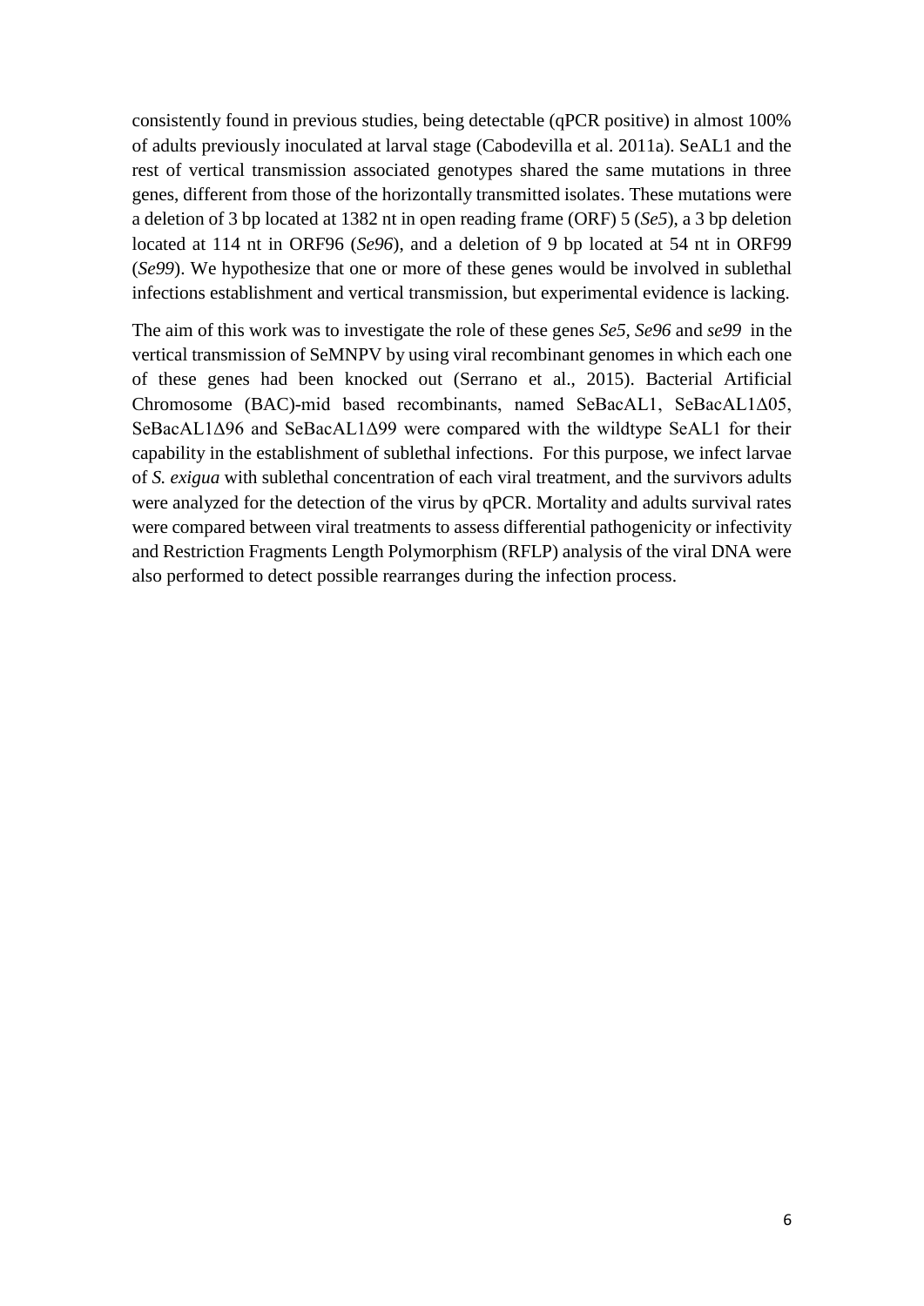consistently found in previous studies, being detectable (qPCR positive) in almost 100% of adults previously inoculated at larval stage (Cabodevilla et al. 2011a). SeAL1 and the rest of vertical transmission associated genotypes shared the same mutations in three genes, different from those of the horizontally transmitted isolates. These mutations were a deletion of 3 bp located at 1382 nt in open reading frame (ORF) 5 (*Se5*), a 3 bp deletion located at 114 nt in ORF96 (*Se96*), and a deletion of 9 bp located at 54 nt in ORF99 (*Se99*). We hypothesize that one or more of these genes would be involved in sublethal infections establishment and vertical transmission, but experimental evidence is lacking.

The aim of this work was to investigate the role of these genes *Se5, Se96* and *se99* in the vertical transmission of SeMNPV by using viral recombinant genomes in which each one of these genes had been knocked out (Serrano et al., 2015). Bacterial Artificial Chromosome (BAC)-mid based recombinants, named SeBacAL1, SeBacAL1Δ05, SeBacAL1Δ96 and SeBacAL1Δ99 were compared with the wildtype SeAL1 for their capability in the establishment of sublethal infections. For this purpose, we infect larvae of *S. exigua* with sublethal concentration of each viral treatment, and the survivors adults were analyzed for the detection of the virus by qPCR. Mortality and adults survival rates were compared between viral treatments to assess differential pathogenicity or infectivity and Restriction Fragments Length Polymorphism (RFLP) analysis of the viral DNA were also performed to detect possible rearranges during the infection process.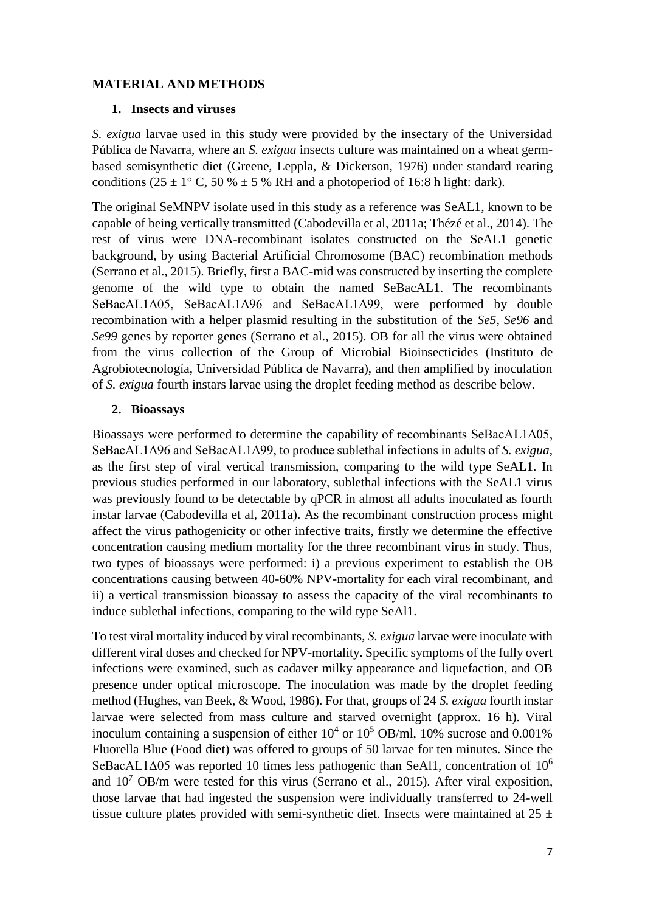## MATERIAL AND METHODS

### 1. Insects and viruses

*S. exigua* larvae used in this study were provided by the insectary of the Universidad Pública de Navarra, where an *S. exigua* insects culture was maintained on a wheat germ-based semisynthetic diet (Greene, Leppla, & Dickerson, 1976) under standard rearing conditions (25 ± 1° C, 50 % ± 5 % RH and a photoperiod of 16:8 h light: dark).

The original SeMNPV isolate used in this study as a reference was SeAL1, known to be capable of being vertically transmitted (Cabodevilla et al, 2011a; Thézé et al., 2014). The rest of virus were DNA-recombinant isolates constructed on the SeAL1 genetic background, by using Bacterial Artificial Chromosome (BAC) recombination methods (Serrano et al., 2015). Briefly, first a BAC-mid was constructed by inserting the complete genome of the wild type to obtain the named SeBacAL1. The recombinants SeBacAL1Δ05, SeBacAL1Δ96 and SeBacAL1Δ99, were performed by double recombination with a helper plasmid resulting in the substitution of the *Se5*, *Se96* and *Se99* genes by reporter genes (Serrano et al., 2015). OB for all the virus were obtained from the virus collection of the Group of Microbial Bioinsecticides (Instituto de Agrobiotecnología, Universidad Pública de Navarra), and then amplified by inoculation of *S. exigua* fourth instars larvae using the droplet feeding method as describe below.

### 2. Bioassays

Bioassays were performed to determine the capability of recombinants SeBacAL1Δ05, SeBacAL1Δ96 and SeBacAL1Δ99, to produce sublethal infections in adults of *S. exigua*, as the first step of viral vertical transmission, comparing to the wild type SeAL1. In previous studies performed in our laboratory, sublethal infections with the SeAL1 virus was previously found to be detectable by qPCR in almost all adults inoculated as fourth instar larvae (Cabodevilla et al, 2011a). As the recombinant construction process might affect the virus pathogenicity or other infective traits, firstly we determine the effective concentration causing medium mortality for the three recombinant virus in study. Thus, two types of bioassays were performed: i) a previous experiment to establish the OB concentrations causing between 40-60% NPV-mortality for each viral recombinant, and ii) a vertical transmission bioassay to assess the capacity of the viral recombinants to induce sublethal infections, comparing to the wild type SeAl1.

To test viral mortality induced by viral recombinants, *S. exigua* larvae were inoculate with different viral doses and checked for NPV-mortality. Specific symptoms of the fully overt infections were examined, such as cadaver milky appearance and liquefaction, and OB presence under optical microscope. The inoculation was made by the droplet feeding method (Hughes, van Beek, & Wood, 1986). For that, groups of 24 *S. exigua* fourth instar larvae were selected from mass culture and starved overnight (approx. 16 h). Viral inoculum containing a suspension of either $10^4$ or $10^5$ OB/ml, 10% sucrose and 0.001% Fluorella Blue (Food diet) was offered to groups of 50 larvae for ten minutes. Since the SeBacAL1Δ05 was reported 10 times less pathogenic than SeAl1, concentration of $10^6$ and $10^7$ OB/m were tested for this virus (Serrano et al., 2015). After viral exposition, those larvae that had ingested the suspension were individually transferred to 24-well tissue culture plates provided with semi-synthetic diet. Insects were maintained at 25 ±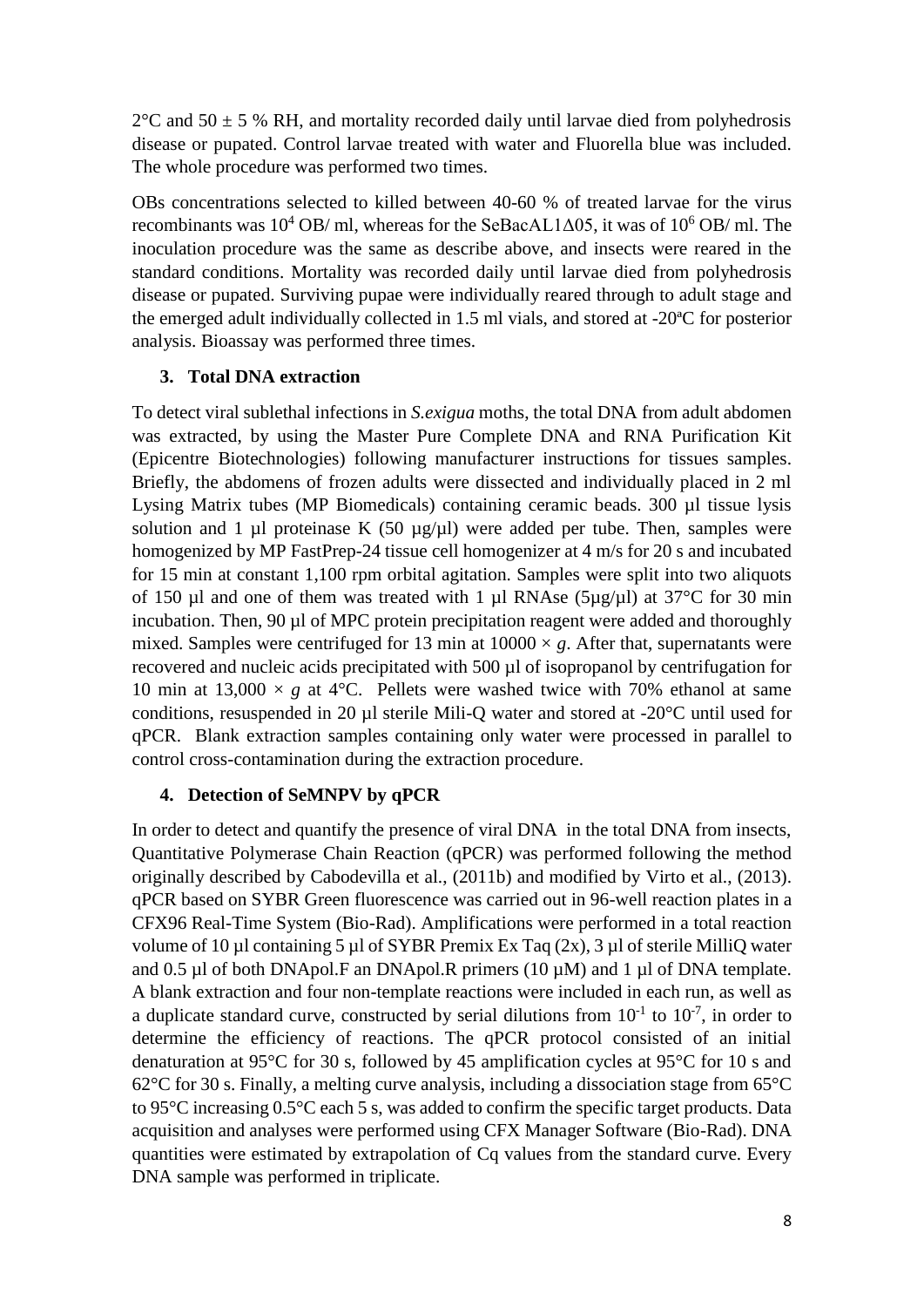2°C and 50 ± 5 % RH, and mortality recorded daily until larvae died from polyhedrosis disease or pupated. Control larvae treated with water and Fluorella blue was included. The whole procedure was performed two times.

OBs concentrations selected to killed between 40-60 % of treated larvae for the virus recombinants was $10^4$ OB/ ml, whereas for the SeBacAL1Δ05, it was of $10^6$ OB/ ml. The inoculation procedure was the same as describe above, and insects were reared in the standard conditions. Mortality was recorded daily until larvae died from polyhedrosis disease or pupated. Surviving pupae were individually reared through to adult stage and the emerged adult individually collected in 1.5 ml vials, and stored at -20ªC for posterior analysis. Bioassay was performed three times.

## 3. Total DNA extraction

To detect viral sublethal infections in *S.exigua* moths, the total DNA from adult abdomen was extracted, by using the Master Pure Complete DNA and RNA Purification Kit (Epicentre Biotechnologies) following manufacturer instructions for tissues samples. Briefly, the abdomens of frozen adults were dissected and individually placed in 2 ml Lysing Matrix tubes (MP Biomedicals) containing ceramic beads. 300 µl tissue lysis solution and 1 µl proteinase K (50 µg/µl) were added per tube. Then, samples were homogenized by MP FastPrep-24 tissue cell homogenizer at 4 m/s for 20 s and incubated for 15 min at constant 1,100 rpm orbital agitation. Samples were split into two aliquots of 150 µl and one of them was treated with 1 µl RNAse (5µg/µl) at 37°C for 30 min incubation. Then, 90 µl of MPC protein precipitation reagent were added and thoroughly mixed. Samples were centrifuged for 13 min at 10000 × *g*. After that, supernatants were recovered and nucleic acids precipitated with 500 µl of isopropanol by centrifugation for 10 min at 13,000 × *g* at 4°C. Pellets were washed twice with 70% ethanol at same conditions, resuspended in 20 µl sterile Mili-Q water and stored at -20°C until used for qPCR. Blank extraction samples containing only water were processed in parallel to control cross-contamination during the extraction procedure.

## 4. Detection of SeMNPV by qPCR

In order to detect and quantify the presence of viral DNA in the total DNA from insects, Quantitative Polymerase Chain Reaction (qPCR) was performed following the method originally described by Cabodevilla et al., (2011b) and modified by Virto et al., (2013). qPCR based on SYBR Green fluorescence was carried out in 96-well reaction plates in a CFX96 Real-Time System (Bio-Rad). Amplifications were performed in a total reaction volume of 10 µl containing 5 µl of SYBR Premix Ex Taq (2x), 3 µl of sterile MilliQ water and 0.5 µl of both DNApol.F an DNApol.R primers (10 µM) and 1 µl of DNA template. A blank extraction and four non-template reactions were included in each run, as well as a duplicate standard curve, constructed by serial dilutions from $10^{-1}$ to $10^{-7}$, in order to determine the efficiency of reactions. The qPCR protocol consisted of an initial denaturation at 95°C for 30 s, followed by 45 amplification cycles at 95°C for 10 s and 62°C for 30 s. Finally, a melting curve analysis, including a dissociation stage from 65°C to 95°C increasing 0.5°C each 5 s, was added to confirm the specific target products. Data acquisition and analyses were performed using CFX Manager Software (Bio-Rad). DNA quantities were estimated by extrapolation of Cq values from the standard curve. Every DNA sample was performed in triplicate.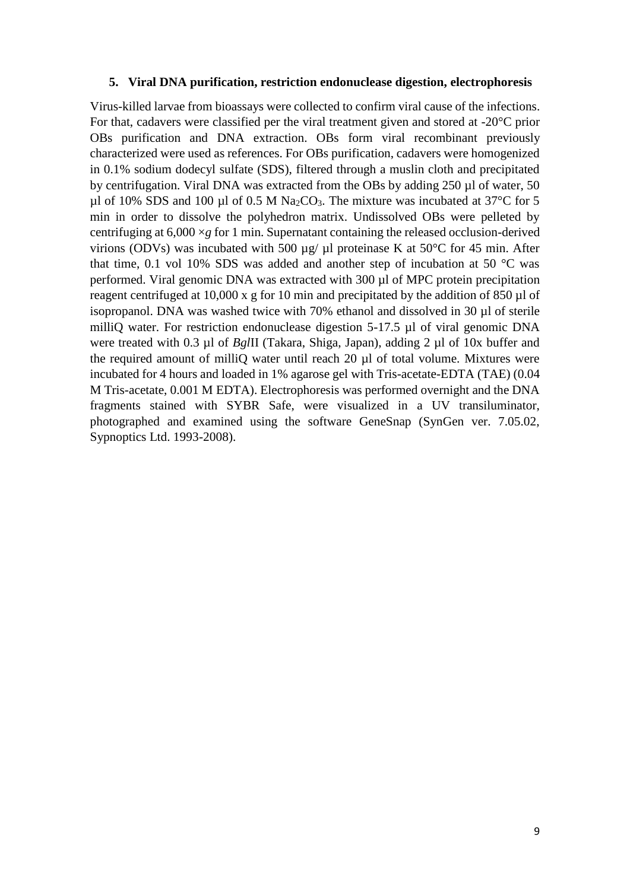### 5. Viral DNA purification, restriction endonuclease digestion, electrophoresis

Virus-killed larvae from bioassays were collected to confirm viral cause of the infections. For that, cadavers were classified per the viral treatment given and stored at -20°C prior OBs purification and DNA extraction. OBs form viral recombinant previously characterized were used as references. For OBs purification, cadavers were homogenized in 0.1% sodium dodecyl sulfate (SDS), filtered through a muslin cloth and precipitated by centrifugation. Viral DNA was extracted from the OBs by adding 250 µl of water, 50 µl of 10% SDS and 100 µl of 0.5 M $Na_2CO_3$. The mixture was incubated at 37°C for 5 min in order to dissolve the polyhedron matrix. Undissolved OBs were pelleted by centrifuging at 6,000 ×*g* for 1 min. Supernatant containing the released occlusion-derived virions (ODVs) was incubated with 500 µg/ µl proteinase K at 50°C for 45 min. After that time, 0.1 vol 10% SDS was added and another step of incubation at 50 °C was performed. Viral genomic DNA was extracted with 300 µl of MPC protein precipitation reagent centrifuged at 10,000 x g for 10 min and precipitated by the addition of 850 µl of isopropanol. DNA was washed twice with 70% ethanol and dissolved in 30 µl of sterile milliQ water. For restriction endonuclease digestion 5-17.5 µl of viral genomic DNA were treated with 0.3 µl of *Bgl*II (Takara, Shiga, Japan), adding 2 µl of 10x buffer and the required amount of milliQ water until reach 20 µl of total volume. Mixtures were incubated for 4 hours and loaded in 1% agarose gel with Tris-acetate-EDTA (TAE) (0.04 M Tris-acetate, 0.001 M EDTA). Electrophoresis was performed overnight and the DNA fragments stained with SYBR Safe, were visualized in a UV transiluminator, photographed and examined using the software GeneSnap (SynGen ver. 7.05.02, Sypnoptics Ltd. 1993-2008).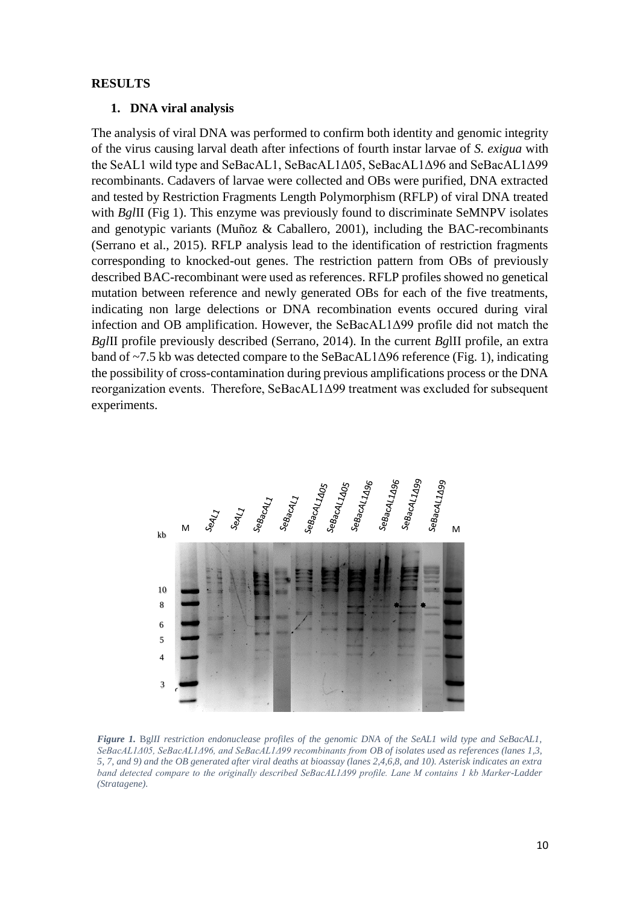# RESULTS

## 1. DNA viral analysis

The analysis of viral DNA was performed to confirm both identity and genomic integrity of the virus causing larval death after infections of fourth instar larvae of *S. exigua* with the SeAL1 wild type and SeBacAL1, SeBacAL1Δ05, SeBacAL1Δ96 and SeBacAL1Δ99 recombinants. Cadavers of larvae were collected and OBs were purified, DNA extracted and tested by Restriction Fragments Length Polymorphism (RFLP) of viral DNA treated with *Bgl*II (Fig 1). This enzyme was previously found to discriminate SeMNPV isolates and genotypic variants (Muñoz & Caballero, 2001), including the BAC-recombinants (Serrano et al., 2015). RFLP analysis lead to the identification of restriction fragments corresponding to knocked-out genes. The restriction pattern from OBs of previously described BAC-recombinant were used as references. RFLP profiles showed no genetical mutation between reference and newly generated OBs for each of the five treatments, indicating non large delections or DNA recombination events occured during viral infection and OB amplification. However, the SeBacAL1Δ99 profile did not match the *Bgl*II profile previously described (Serrano, 2014). In the current *Bgl*II profile, an extra band of ~7.5 kb was detected compare to the SeBacAL1Δ96 reference (Fig. 1), indicating the possibility of cross-contamination during previous amplifications process or the DNA reorganization events. Therefore, SeBacAL1Δ99 treatment was excluded for subsequent experiments.

*Figure 1.* Bg*lII restriction endonuclease profiles of the genomic DNA of the SeAL1 wild type and SeBacAL1, SeBacAL1Δ05, SeBacAL1Δ96, and SeBacAL1Δ99 recombinants from OB of isolates used as references (lanes 1,3, 5, 7, and 9) and the OB generated after viral deaths at bioassay (lanes 2,4,6,8, and 10). Asterisk indicates an extra band detected compare to the originally described SeBacAL1Δ99 profile. Lane M contains 1 kb Marker-Ladder (Stratagene).*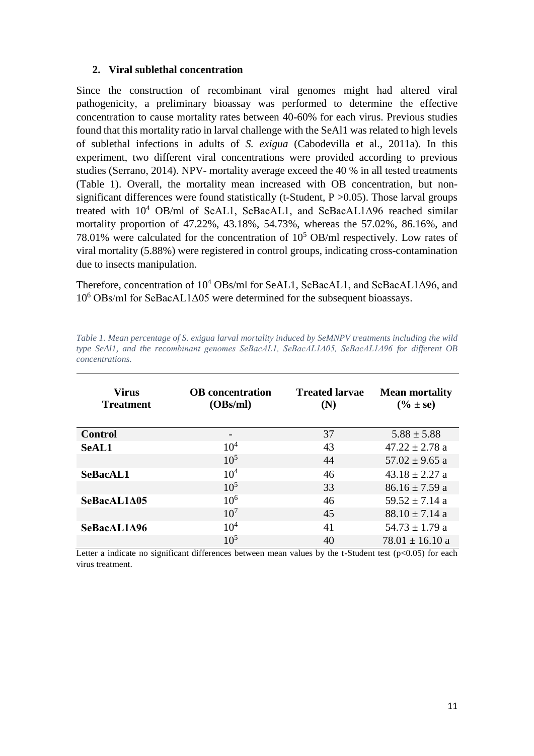## 2. Viral sublethal concentration

Since the construction of recombinant viral genomes might had altered viral pathogenicity, a preliminary bioassay was performed to determine the effective concentration to cause mortality rates between 40-60% for each virus. Previous studies found that this mortality ratio in larval challenge with the SeAl1 was related to high levels of sublethal infections in adults of *S. exigua* (Cabodevilla et al., 2011a). In this experiment, two different viral concentrations were provided according to previous studies (Serrano, 2014). NPV- mortality average exceed the 40 % in all tested treatments (Table 1). Overall, the mortality mean increased with OB concentration, but non-significant differences were found statistically (t-Student, $P > 0.05$). Those larval groups treated with $10^4$ OB/ml of SeAL1, SeBacAL1, and SeBacAL1Δ96 reached similar mortality proportion of 47.22%, 43.18%, 54.73%, whereas the 57.02%, 86.16%, and 78.01% were calculated for the concentration of $10^5$ OB/ml respectively. Low rates of viral mortality (5.88%) were registered in control groups, indicating cross-contamination due to insects manipulation.

Therefore, concentration of $10^4$ OBs/ml for SeAL1, SeBacAL1, and SeBacAL1Δ96, and $10^6$ OBs/ml for SeBacAL1Δ05 were determined for the subsequent bioassays.

*Table 1. Mean percentage of S. exigua larval mortality induced by SeMNPV treatments including the wild type SeAl1, and the recombinant genomes SeBacAL1, SeBacAL1Δ05, SeBacAL1Δ96 for different OB concentrations.*

| Virus Treatment | OB concentration (OBs/ml) | Treated larvae (N) | Mean mortality (% ± se) |
|---|---|---|---|
| **Control** | - | 37 | 5.88 ± 5.88 |
| **SeAL1** | $10^4$ | 43 | 47.22 ± 2.78 a |
| | $10^5$ | 44 | 57.02 ± 9.65 a |
| **SeBacAL1** | $10^4$ | 46 | 43.18 ± 2.27 a |
| | $10^5$ | 33 | 86.16 ± 7.59 a |
| **SeBacAL1Δ05** | $10^6$ | 46 | 59.52 ± 7.14 a |
| | $10^7$ | 45 | 88.10 ± 7.14 a |
| **SeBacAL1Δ96** | $10^4$ | 41 | 54.73 ± 1.79 a |
| | $10^5$ | 40 | 78.01 ± 16.10 a |

Letter a indicate no significant differences between mean values by the t-Student test ($p<0.05$) for each virus treatment.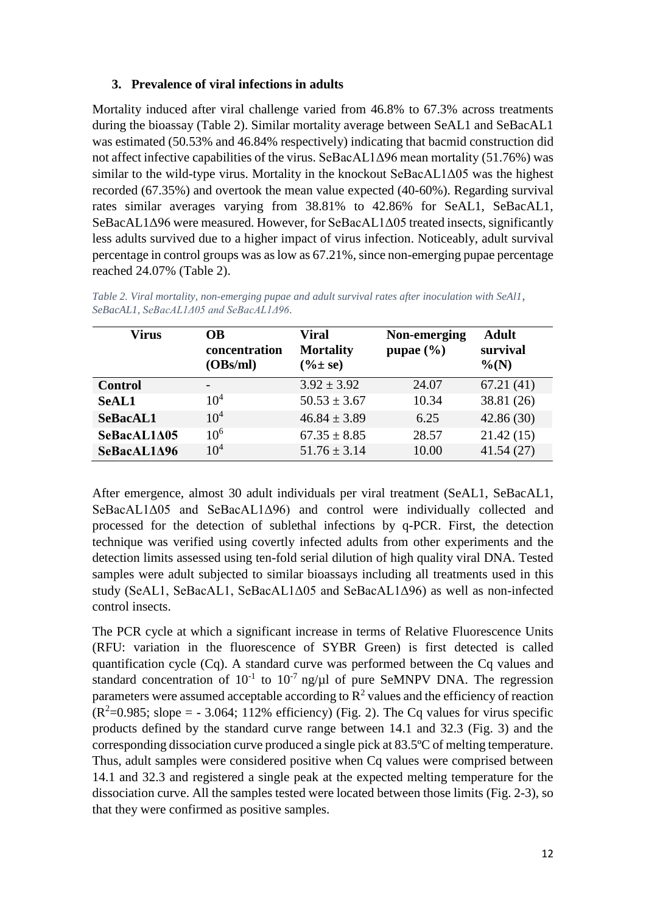### 3. Prevalence of viral infections in adults

Mortality induced after viral challenge varied from 46.8% to 67.3% across treatments during the bioassay (Table 2). Similar mortality average between SeAL1 and SeBacAL1 was estimated (50.53% and 46.84% respectively) indicating that bacmid construction did not affect infective capabilities of the virus. SeBacAL1Δ96 mean mortality (51.76%) was similar to the wild-type virus. Mortality in the knockout SeBacAL1Δ05 was the highest recorded (67.35%) and overtook the mean value expected (40-60%). Regarding survival rates similar averages varying from 38.81% to 42.86% for SeAL1, SeBacAL1, SeBacAL1Δ96 were measured. However, for SeBacAL1Δ05 treated insects, significantly less adults survived due to a higher impact of virus infection. Noticeably, adult survival percentage in control groups was as low as 67.21%, since non-emerging pupae percentage reached 24.07% (Table 2).

*Table 2. Viral mortality, non-emerging pupae and adult survival rates after inoculation with SeAl1, SeBacAL1, SeBacAL1Δ05 and SeBacAL1Δ96.*

| Virus | OB concentration (OBs/ml) | Viral Mortality (%± se) | Non-emerging pupae (%) | Adult survival %(N) |
|---|---|---|---|---|
| **Control** | - | 3.92 ± 3.92 | 24.07 | 67.21 (41) |
| **SeAL1** | $10^4$ | 50.53 ± 3.67 | 10.34 | 38.81 (26) |
| **SeBacAL1** | $10^4$ | 46.84 ± 3.89 | 6.25 | 42.86 (30) |
| **SeBacAL1Δ05** | $10^6$ | 67.35 ± 8.85 | 28.57 | 21.42 (15) |
| **SeBacAL1Δ96** | $10^4$ | 51.76 ± 3.14 | 10.00 | 41.54 (27) |

After emergence, almost 30 adult individuals per viral treatment (SeAL1, SeBacAL1, SeBacAL1Δ05 and SeBacAL1Δ96) and control were individually collected and processed for the detection of sublethal infections by q-PCR. First, the detection technique was verified using covertly infected adults from other experiments and the detection limits assessed using ten-fold serial dilution of high quality viral DNA. Tested samples were adult subjected to similar bioassays including all treatments used in this study (SeAL1, SeBacAL1, SeBacAL1Δ05 and SeBacAL1Δ96) as well as non-infected control insects.

The PCR cycle at which a significant increase in terms of Relative Fluorescence Units (RFU: variation in the fluorescence of SYBR Green) is first detected is called quantification cycle (Cq). A standard curve was performed between the Cq values and standard concentration of $10^{-1}$ to $10^{-7}$ ng/µl of pure SeMNPV DNA. The regression parameters were assumed acceptable according to $R^2$ values and the efficiency of reaction ($R^2$=0.985; slope = - 3.064; 112% efficiency) (Fig. 2). The Cq values for virus specific products defined by the standard curve range between 14.1 and 32.3 (Fig. 3) and the corresponding dissociation curve produced a single pick at 83.5ºC of melting temperature. Thus, adult samples were considered positive when Cq values were comprised between 14.1 and 32.3 and registered a single peak at the expected melting temperature for the dissociation curve. All the samples tested were located between those limits (Fig. 2-3), so that they were confirmed as positive samples.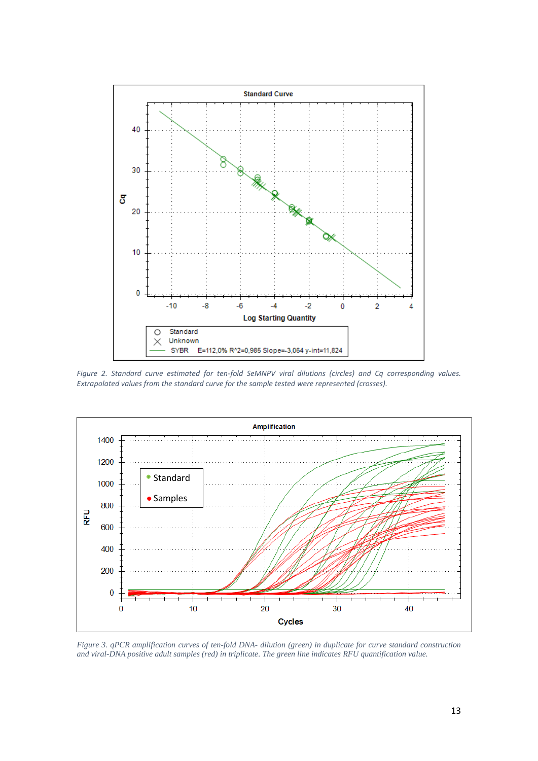Figure 2. Standard curve estimated for ten-fold SeMNPV viral dilutions (circles) and Cq corresponding values. Extrapolated values from the standard curve for the sample tested were represented (crosses).

Figure 3. qPCR amplification curves of ten-fold DNA- dilution (green) in duplicate for curve standard construction and viral-DNA positive adult samples (red) in triplicate. The green line indicates RFU quantification value.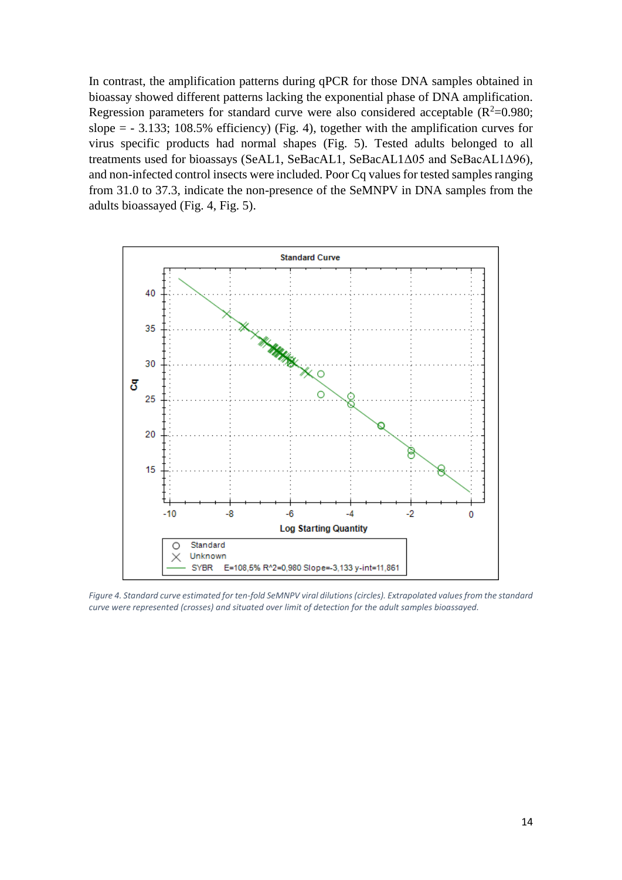In contrast, the amplification patterns during qPCR for those DNA samples obtained in bioassay showed different patterns lacking the exponential phase of DNA amplification. Regression parameters for standard curve were also considered acceptable ($R^2$=0.980; slope = - 3.133; 108.5% efficiency) (Fig. 4), together with the amplification curves for virus specific products had normal shapes (Fig. 5). Tested adults belonged to all treatments used for bioassays (SeAL1, SeBacAL1, SeBacAL1Δ05 and SeBacAL1Δ96), and non-infected control insects were included. Poor Cq values for tested samples ranging from 31.0 to 37.3, indicate the non-presence of the SeMNPV in DNA samples from the adults bioassayed (Fig. 4, Fig. 5).

*Figure 4. Standard curve estimated for ten-fold SeMNPV viral dilutions (circles). Extrapolated values from the standard curve were represented (crosses) and situated over limit of detection for the adult samples bioassayed.*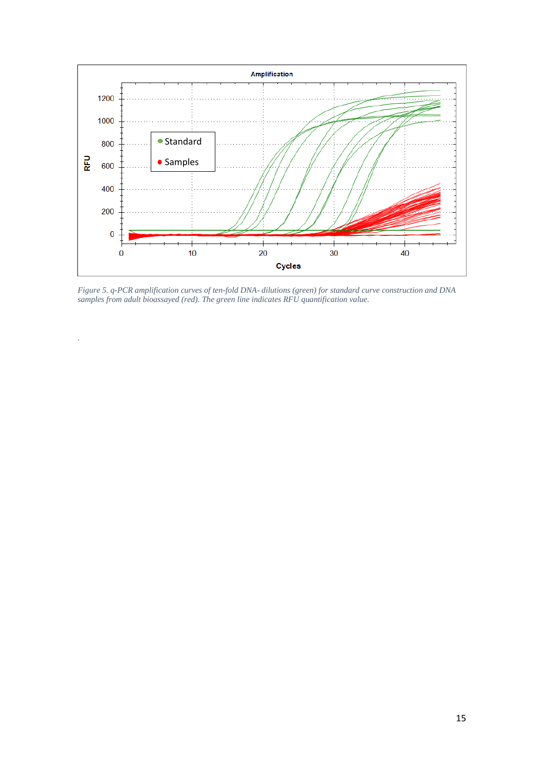*Figure 5. q-PCR amplification curves of ten-fold DNA- dilutions (green) for standard curve construction and DNA samples from adult bioassayed (red). The green line indicates RFU quantification value.*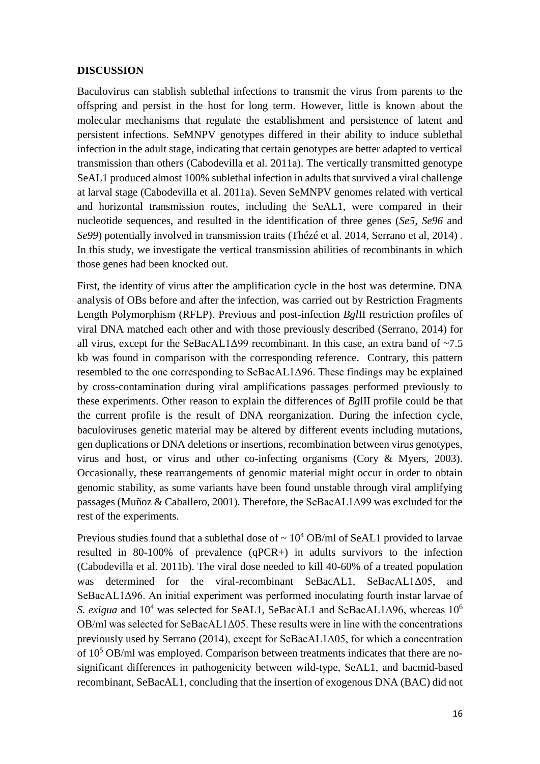**DISCUSSION**

Baculovirus can stablish sublethal infections to transmit the virus from parents to the offspring and persist in the host for long term. However, little is known about the molecular mechanisms that regulate the establishment and persistence of latent and persistent infections. SeMNPV genotypes differed in their ability to induce sublethal infection in the adult stage, indicating that certain genotypes are better adapted to vertical transmission than others (Cabodevilla et al. 2011a). The vertically transmitted genotype SeAL1 produced almost 100% sublethal infection in adults that survived a viral challenge at larval stage (Cabodevilla et al. 2011a). Seven SeMNPV genomes related with vertical and horizontal transmission routes, including the SeAL1, were compared in their nucleotide sequences, and resulted in the identification of three genes (*Se5, Se96* and *Se99*) potentially involved in transmission traits (Thézé et al. 2014, Serrano et al, 2014) . In this study, we investigate the vertical transmission abilities of recombinants in which those genes had been knocked out.

First, the identity of virus after the amplification cycle in the host was determine. DNA analysis of OBs before and after the infection, was carried out by Restriction Fragments Length Polymorphism (RFLP). Previous and post-infection *Bgl*II restriction profiles of viral DNA matched each other and with those previously described (Serrano, 2014) for all virus, except for the SeBacAL1Δ99 recombinant. In this case, an extra band of ~7.5 kb was found in comparison with the corresponding reference. Contrary, this pattern resembled to the one corresponding to SeBacAL1Δ96. These findings may be explained by cross-contamination during viral amplifications passages performed previously to these experiments. Other reason to explain the differences of *Bgl*II profile could be that the current profile is the result of DNA reorganization. During the infection cycle, baculoviruses genetic material may be altered by different events including mutations, gen duplications or DNA deletions or insertions, recombination between virus genotypes, virus and host, or virus and other co-infecting organisms (Cory & Myers, 2003). Occasionally, these rearrangements of genomic material might occur in order to obtain genomic stability, as some variants have been found unstable through viral amplifying passages (Muñoz & Caballero, 2001). Therefore, the SeBacAL1Δ99 was excluded for the rest of the experiments.

Previous studies found that a sublethal dose of ~ $10^4$ OB/ml of SeAL1 provided to larvae resulted in 80-100% of prevalence (qPCR+) in adults survivors to the infection (Cabodevilla et al. 2011b). The viral dose needed to kill 40-60% of a treated population was determined for the viral-recombinant SeBacAL1, SeBacAL1Δ05, and SeBacAL1Δ96. An initial experiment was performed inoculating fourth instar larvae of *S. exigua* and $10^4$ was selected for SeAL1, SeBacAL1 and SeBacAL1Δ96, whereas $10^6$ OB/ml was selected for SeBacAL1Δ05. These results were in line with the concentrations previously used by Serrano (2014), except for SeBacAL1Δ05, for which a concentration of $10^5$ OB/ml was employed. Comparison between treatments indicates that there are no-significant differences in pathogenicity between wild-type, SeAL1, and bacmid-based recombinant, SeBacAL1, concluding that the insertion of exogenous DNA (BAC) did not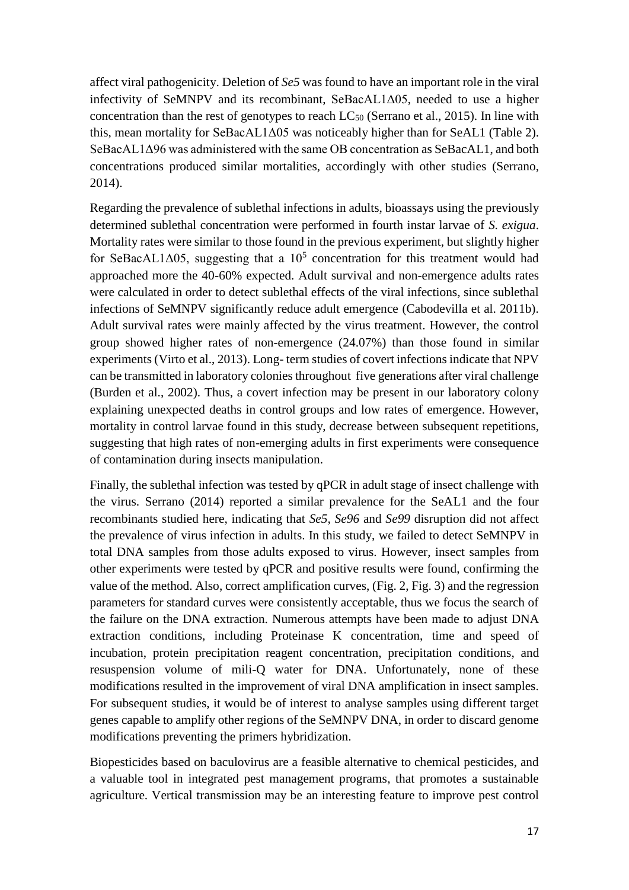affect viral pathogenicity. Deletion of *Se5* was found to have an important role in the viral infectivity of SeMNPV and its recombinant, SeBacAL1Δ05, needed to use a higher concentration than the rest of genotypes to reach $LC_{50}$ (Serrano et al., 2015). In line with this, mean mortality for SeBacAL1Δ05 was noticeably higher than for SeAL1 (Table 2). SeBacAL1Δ96 was administered with the same OB concentration as SeBacAL1, and both concentrations produced similar mortalities, accordingly with other studies (Serrano, 2014).

Regarding the prevalence of sublethal infections in adults, bioassays using the previously determined sublethal concentration were performed in fourth instar larvae of *S. exigua*. Mortality rates were similar to those found in the previous experiment, but slightly higher for SeBacAL1Δ05, suggesting that a $10^5$ concentration for this treatment would had approached more the 40-60% expected. Adult survival and non-emergence adults rates were calculated in order to detect sublethal effects of the viral infections, since sublethal infections of SeMNPV significantly reduce adult emergence (Cabodevilla et al. 2011b). Adult survival rates were mainly affected by the virus treatment. However, the control group showed higher rates of non-emergence (24.07%) than those found in similar experiments (Virto et al., 2013). Long- term studies of covert infections indicate that NPV can be transmitted in laboratory colonies throughout five generations after viral challenge (Burden et al., 2002). Thus, a covert infection may be present in our laboratory colony explaining unexpected deaths in control groups and low rates of emergence. However, mortality in control larvae found in this study, decrease between subsequent repetitions, suggesting that high rates of non-emerging adults in first experiments were consequence of contamination during insects manipulation.

Finally, the sublethal infection was tested by qPCR in adult stage of insect challenge with the virus. Serrano (2014) reported a similar prevalence for the SeAL1 and the four recombinants studied here, indicating that *Se5*, *Se96* and *Se99* disruption did not affect the prevalence of virus infection in adults. In this study, we failed to detect SeMNPV in total DNA samples from those adults exposed to virus. However, insect samples from other experiments were tested by qPCR and positive results were found, confirming the value of the method. Also, correct amplification curves, (Fig. 2, Fig. 3) and the regression parameters for standard curves were consistently acceptable, thus we focus the search of the failure on the DNA extraction. Numerous attempts have been made to adjust DNA extraction conditions, including Proteinase K concentration, time and speed of incubation, protein precipitation reagent concentration, precipitation conditions, and resuspension volume of mili-Q water for DNA. Unfortunately, none of these modifications resulted in the improvement of viral DNA amplification in insect samples. For subsequent studies, it would be of interest to analyse samples using different target genes capable to amplify other regions of the SeMNPV DNA, in order to discard genome modifications preventing the primers hybridization.

Biopesticides based on baculovirus are a feasible alternative to chemical pesticides, and a valuable tool in integrated pest management programs, that promotes a sustainable agriculture. Vertical transmission may be an interesting feature to improve pest control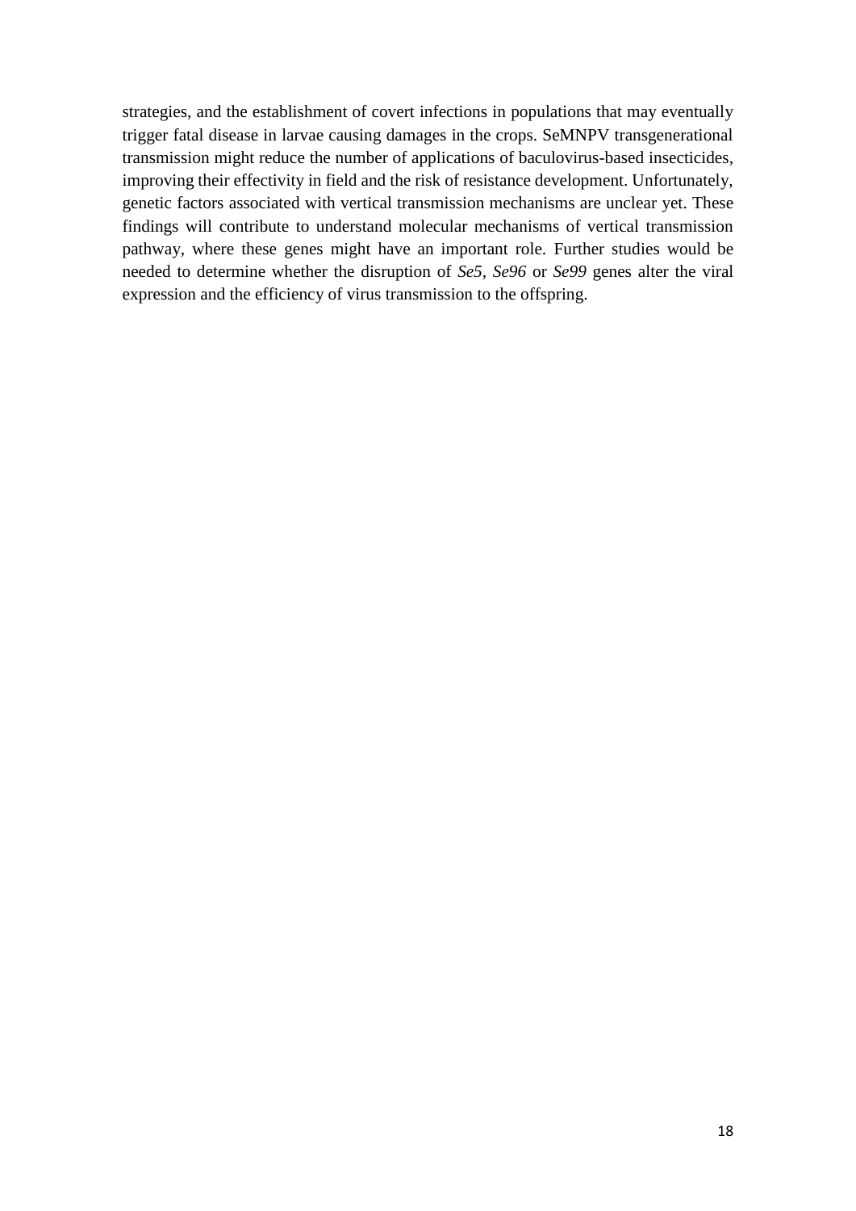strategies, and the establishment of covert infections in populations that may eventually trigger fatal disease in larvae causing damages in the crops. SeMNPV transgenerational transmission might reduce the number of applications of baculovirus-based insecticides, improving their effectivity in field and the risk of resistance development. Unfortunately, genetic factors associated with vertical transmission mechanisms are unclear yet. These findings will contribute to understand molecular mechanisms of vertical transmission pathway, where these genes might have an important role. Further studies would be needed to determine whether the disruption of *Se5*, *Se96* or *Se99* genes alter the viral expression and the efficiency of virus transmission to the offspring.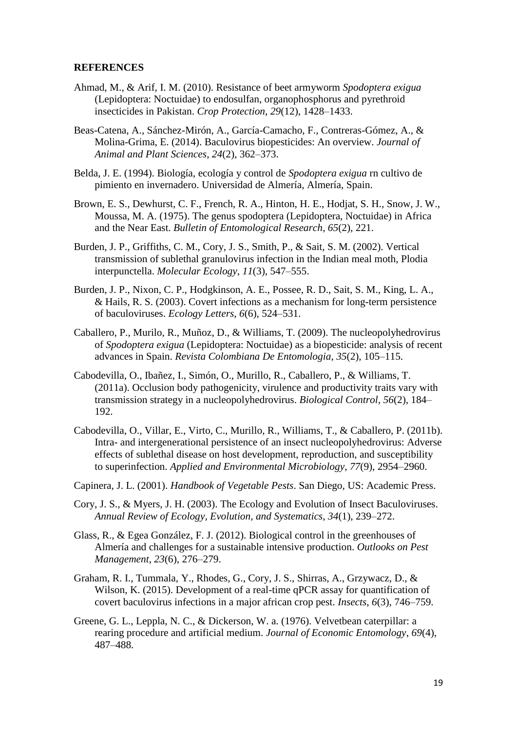## REFERENCES

Ahmad, M., & Arif, I. M. (2010). Resistance of beet armyworm *Spodoptera exigua* (Lepidoptera: Noctuidae) to endosulfan, organophosphorus and pyrethroid insecticides in Pakistan. *Crop Protection*, *29*(12), 1428–1433.

Beas-Catena, A., Sánchez-Mirón, A., García-Camacho, F., Contreras-Gómez, A., & Molina-Grima, E. (2014). Baculovirus biopesticides: An overview. *Journal of Animal and Plant Sciences*, *24*(2), 362–373.

Belda, J. E. (1994). Biología, ecología y control de *Spodoptera exigua* rn cultivo de pimiento en invernadero. Universidad de Almería, Almería, Spain.

Brown, E. S., Dewhurst, C. F., French, R. A., Hinton, H. E., Hodjat, S. H., Snow, J. W., Moussa, M. A. (1975). The genus spodoptera (Lepidoptera, Noctuidae) in Africa and the Near East. *Bulletin of Entomological Research*, *65*(2), 221.

Burden, J. P., Griffiths, C. M., Cory, J. S., Smith, P., & Sait, S. M. (2002). Vertical transmission of sublethal granulovirus infection in the Indian meal moth, Plodia interpunctella. *Molecular Ecology*, *11*(3), 547–555.

Burden, J. P., Nixon, C. P., Hodgkinson, A. E., Possee, R. D., Sait, S. M., King, L. A., & Hails, R. S. (2003). Covert infections as a mechanism for long-term persistence of baculoviruses. *Ecology Letters*, *6*(6), 524–531.

Caballero, P., Murilo, R., Muñoz, D., & Williams, T. (2009). The nucleopolyhedrovirus of *Spodoptera exigua* (Lepidoptera: Noctuidae) as a biopesticide: analysis of recent advances in Spain. *Revista Colombiana De Entomologia*, *35*(2), 105–115.

Cabodevilla, O., Ibañez, I., Simón, O., Murillo, R., Caballero, P., & Williams, T. (2011a). Occlusion body pathogenicity, virulence and productivity traits vary with transmission strategy in a nucleopolyhedrovirus. *Biological Control*, *56*(2), 184–192.

Cabodevilla, O., Villar, E., Virto, C., Murillo, R., Williams, T., & Caballero, P. (2011b). Intra- and intergenerational persistence of an insect nucleopolyhedrovirus: Adverse effects of sublethal disease on host development, reproduction, and susceptibility to superinfection. *Applied and Environmental Microbiology*, *77*(9), 2954–2960.

Capinera, J. L. (2001). *Handbook of Vegetable Pests*. San Diego, US: Academic Press.

Cory, J. S., & Myers, J. H. (2003). The Ecology and Evolution of Insect Baculoviruses. *Annual Review of Ecology, Evolution, and Systematics*, *34*(1), 239–272.

Glass, R., & Egea González, F. J. (2012). Biological control in the greenhouses of Almería and challenges for a sustainable intensive production. *Outlooks on Pest Management*, *23*(6), 276–279.

Graham, R. I., Tummala, Y., Rhodes, G., Cory, J. S., Shirras, A., Grzywacz, D., & Wilson, K. (2015). Development of a real-time qPCR assay for quantification of covert baculovirus infections in a major african crop pest. *Insects*, *6*(3), 746–759.

Greene, G. L., Leppla, N. C., & Dickerson, W. a. (1976). Velvetbean caterpillar: a rearing procedure and artificial medium. *Journal of Economic Entomology*, *69*(4), 487–488.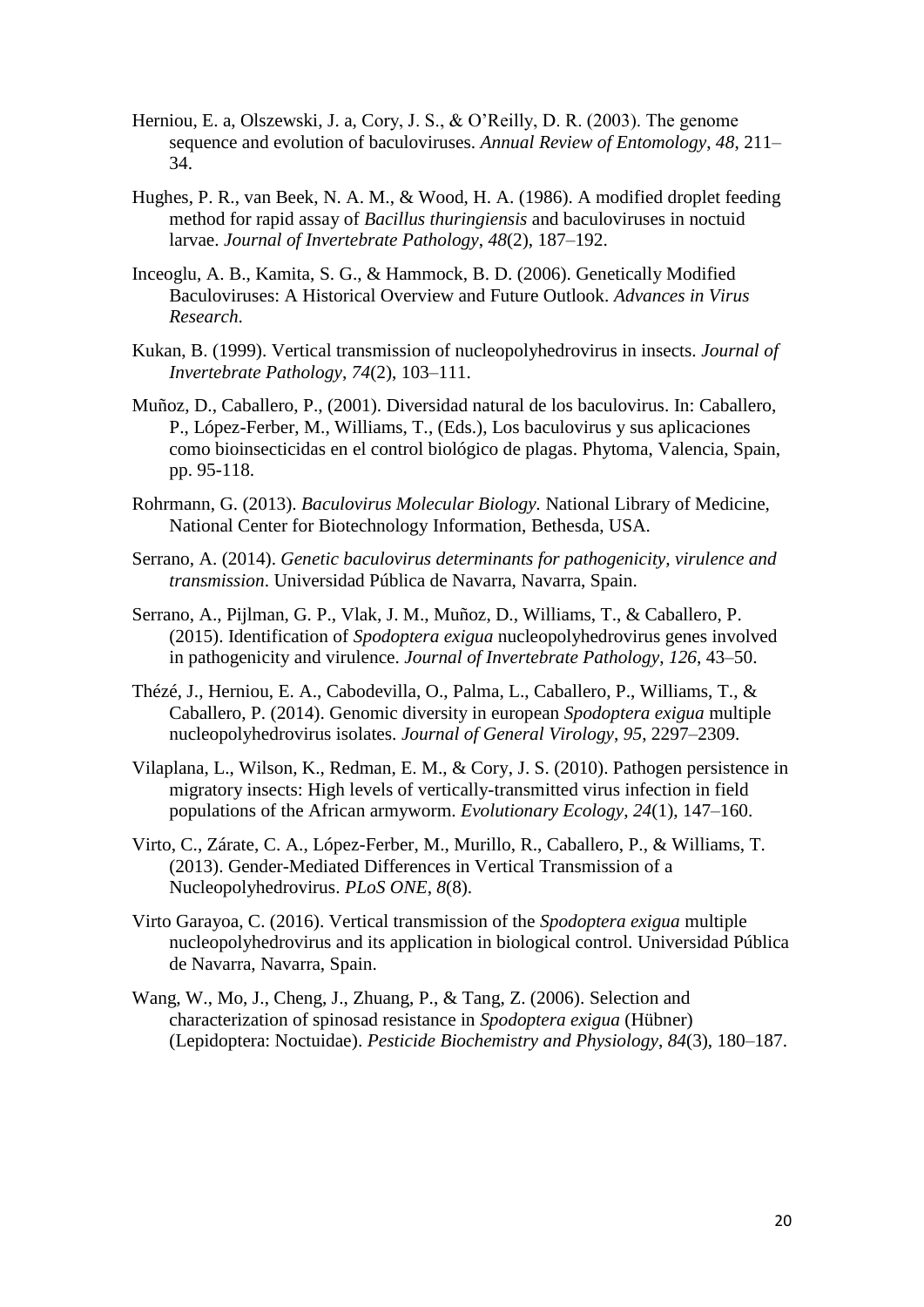Herniou, E. a, Olszewski, J. a, Cory, J. S., & O'Reilly, D. R. (2003). The genome sequence and evolution of baculoviruses. *Annual Review of Entomology*, *48*, 211–34.

Hughes, P. R., van Beek, N. A. M., & Wood, H. A. (1986). A modified droplet feeding method for rapid assay of *Bacillus thuringiensis* and baculoviruses in noctuid larvae. *Journal of Invertebrate Pathology*, *48*(2), 187–192.

Inceoglu, A. B., Kamita, S. G., & Hammock, B. D. (2006). Genetically Modified Baculoviruses: A Historical Overview and Future Outlook. *Advances in Virus Research*.

Kukan, B. (1999). Vertical transmission of nucleopolyhedrovirus in insects. *Journal of Invertebrate Pathology*, *74*(2), 103–111.

Muñoz, D., Caballero, P., (2001). Diversidad natural de los baculovirus. In: Caballero, P., López-Ferber, M., Williams, T., (Eds.), Los baculovirus y sus aplicaciones como bioinsecticidas en el control biológico de plagas. Phytoma, Valencia, Spain, pp. 95-118.

Rohrmann, G. (2013). *Baculovirus Molecular Biology*. National Library of Medicine, National Center for Biotechnology Information, Bethesda, USA.

Serrano, A. (2014). *Genetic baculovirus determinants for pathogenicity, virulence and transmission*. Universidad Pública de Navarra, Navarra, Spain.

Serrano, A., Pijlman, G. P., Vlak, J. M., Muñoz, D., Williams, T., & Caballero, P. (2015). Identification of *Spodoptera exigua* nucleopolyhedrovirus genes involved in pathogenicity and virulence. *Journal of Invertebrate Pathology*, *126*, 43–50.

Thézé, J., Herniou, E. A., Cabodevilla, O., Palma, L., Caballero, P., Williams, T., & Caballero, P. (2014). Genomic diversity in european *Spodoptera exigua* multiple nucleopolyhedrovirus isolates. *Journal of General Virology*, *95*, 2297–2309.

Vilaplana, L., Wilson, K., Redman, E. M., & Cory, J. S. (2010). Pathogen persistence in migratory insects: High levels of vertically-transmitted virus infection in field populations of the African armyworm. *Evolutionary Ecology*, *24*(1), 147–160.

Virto, C., Zárate, C. A., López-Ferber, M., Murillo, R., Caballero, P., & Williams, T. (2013). Gender-Mediated Differences in Vertical Transmission of a Nucleopolyhedrovirus. *PLoS ONE*, *8*(8).

Virto Garayoa, C. (2016). Vertical transmission of the *Spodoptera exigua* multiple nucleopolyhedrovirus and its application in biological control. Universidad Pública de Navarra, Navarra, Spain.

Wang, W., Mo, J., Cheng, J., Zhuang, P., & Tang, Z. (2006). Selection and characterization of spinosad resistance in *Spodoptera exigua* (Hübner) (Lepidoptera: Noctuidae). *Pesticide Biochemistry and Physiology*, *84*(3), 180–187.